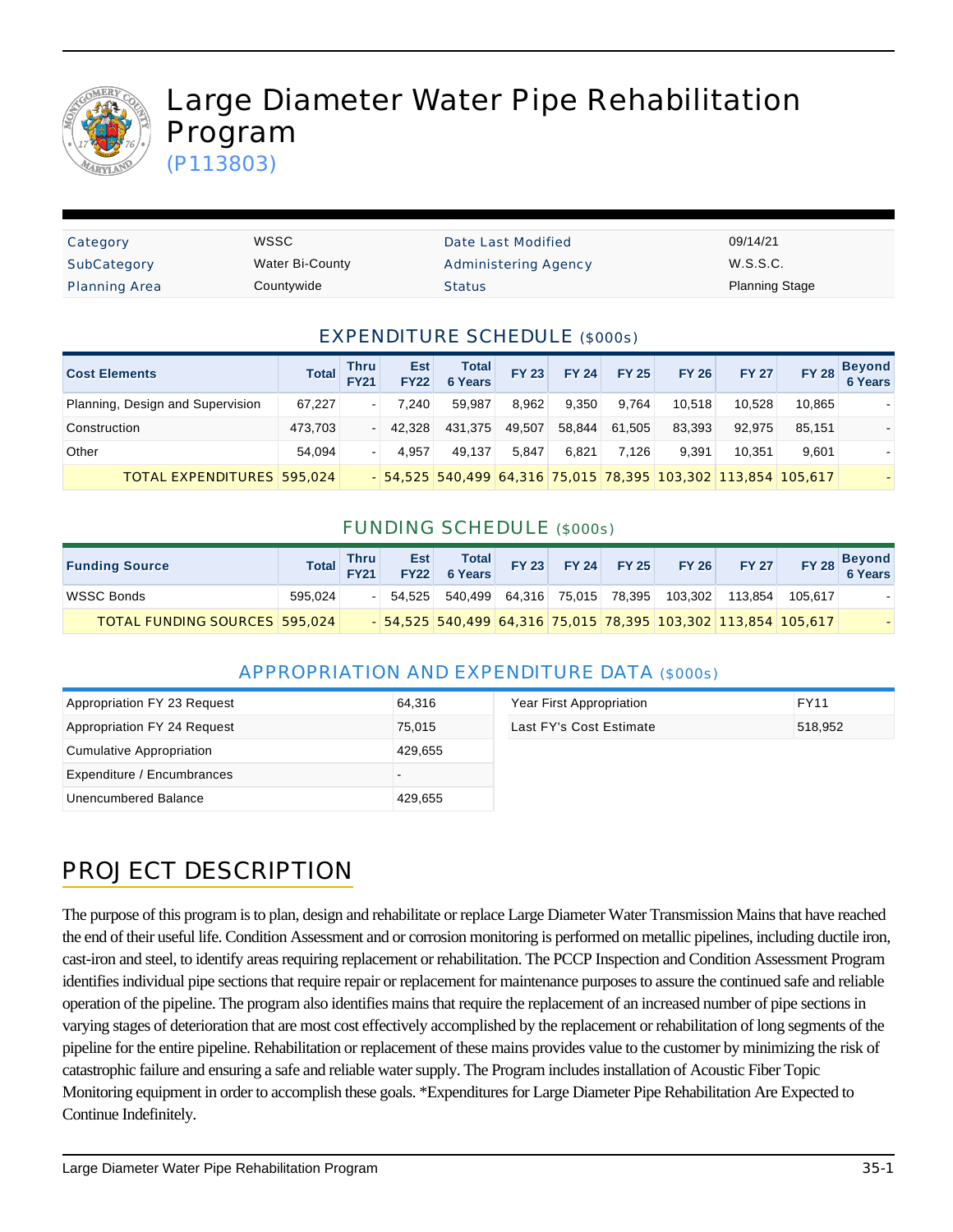# Large Diameter Water Pipe Rehabilitation Program

(P113803)

| Category | WSSC | Date Last Modified | 09/14/21 |
|---|---|---|---|
| SubCategory | Water Bi-County | Administering Agency | W.S.S.C. |
| Planning Area | Countywide | Status | Planning Stage |

## EXPENDITURE SCHEDULE ($000s)

| Cost Elements | Total | Thru FY21 | Est FY22 | Total 6 Years | FY 23 | FY 24 | FY 25 | FY 26 | FY 27 | FY 28 | Beyond 6 Years |
|---|---|---|---|---|---|---|---|---|---|---|---|
| Planning, Design and Supervision | 67,227 | - | 7,240 | 59,987 | 8,962 | 9,350 | 9,764 | 10,518 | 10,528 | 10,865 | - |
| Construction | 473,703 | - | 42,328 | 431,375 | 49,507 | 58,844 | 61,505 | 83,393 | 92,975 | 85,151 | - |
| Other | 54,094 | - | 4,957 | 49,137 | 5,847 | 6,821 | 7,126 | 9,391 | 10,351 | 9,601 | - |
| TOTAL EXPENDITURES | 595,024 | - | 54,525 | 540,499 | 64,316 | 75,015 | 78,395 | 103,302 | 113,854 | 105,617 | - |

## FUNDING SCHEDULE ($000s)

| Funding Source | Total | Thru FY21 | Est FY22 | Total 6 Years | FY 23 | FY 24 | FY 25 | FY 26 | FY 27 | FY 28 | Beyond 6 Years |
|---|---|---|---|---|---|---|---|---|---|---|---|
| WSSC Bonds | 595,024 | - | 54,525 | 540,499 | 64,316 | 75,015 | 78,395 | 103,302 | 113,854 | 105,617 | - |
| TOTAL FUNDING SOURCES | 595,024 | - | 54,525 | 540,499 | 64,316 | 75,015 | 78,395 | 103,302 | 113,854 | 105,617 | - |

## APPROPRIATION AND EXPENDITURE DATA ($000s)

| | |
|---|---|
| Appropriation FY 23 Request | 64,316 |
| Appropriation FY 24 Request | 75,015 |
| Cumulative Appropriation | 429,655 |
| Expenditure / Encumbrances | - |
| Unencumbered Balance | 429,655 |

| | |
|---|---|
| Year First Appropriation | FY11 |
| Last FY's Cost Estimate | 518,952 |

## PROJECT DESCRIPTION

The purpose of this program is to plan, design and rehabilitate or replace Large Diameter Water Transmission Mains that have reached the end of their useful life. Condition Assessment and or corrosion monitoring is performed on metallic pipelines, including ductile iron, cast-iron and steel, to identify areas requiring replacement or rehabilitation. The PCCP Inspection and Condition Assessment Program identifies individual pipe sections that require repair or replacement for maintenance purposes to assure the continued safe and reliable operation of the pipeline. The program also identifies mains that require the replacement of an increased number of pipe sections in varying stages of deterioration that are most cost effectively accomplished by the replacement or rehabilitation of long segments of the pipeline for the entire pipeline. Rehabilitation or replacement of these mains provides value to the customer by minimizing the risk of catastrophic failure and ensuring a safe and reliable water supply. The Program includes installation of Acoustic Fiber Topic Monitoring equipment in order to accomplish these goals. *Expenditures for Large Diameter Pipe Rehabilitation Are Expected to Continue Indefinitely.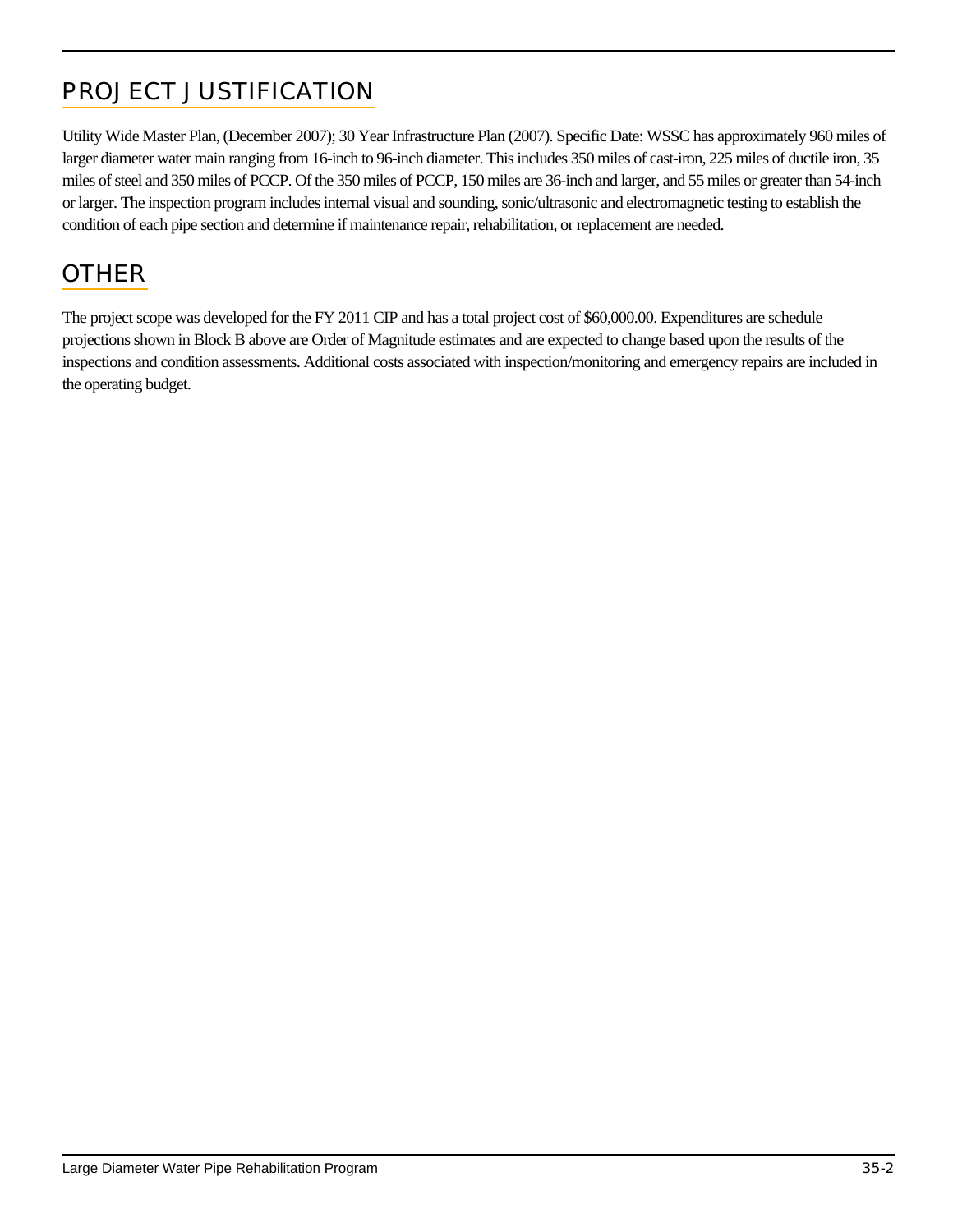## PROJECT JUSTIFICATION

Utility Wide Master Plan, (December 2007); 30 Year Infrastructure Plan (2007). Specific Date: WSSC has approximately 960 miles of larger diameter water main ranging from 16-inch to 96-inch diameter. This includes 350 miles of cast-iron, 225 miles of ductile iron, 35 miles of steel and 350 miles of PCCP. Of the 350 miles of PCCP, 150 miles are 36-inch and larger, and 55 miles or greater than 54-inch or larger. The inspection program includes internal visual and sounding, sonic/ultrasonic and electromagnetic testing to establish the condition of each pipe section and determine if maintenance repair, rehabilitation, or replacement are needed.

## OTHER

The project scope was developed for the FY 2011 CIP and has a total project cost of $60,000.00. Expenditures are schedule projections shown in Block B above are Order of Magnitude estimates and are expected to change based upon the results of the inspections and condition assessments. Additional costs associated with inspection/monitoring and emergency repairs are included in the operating budget.